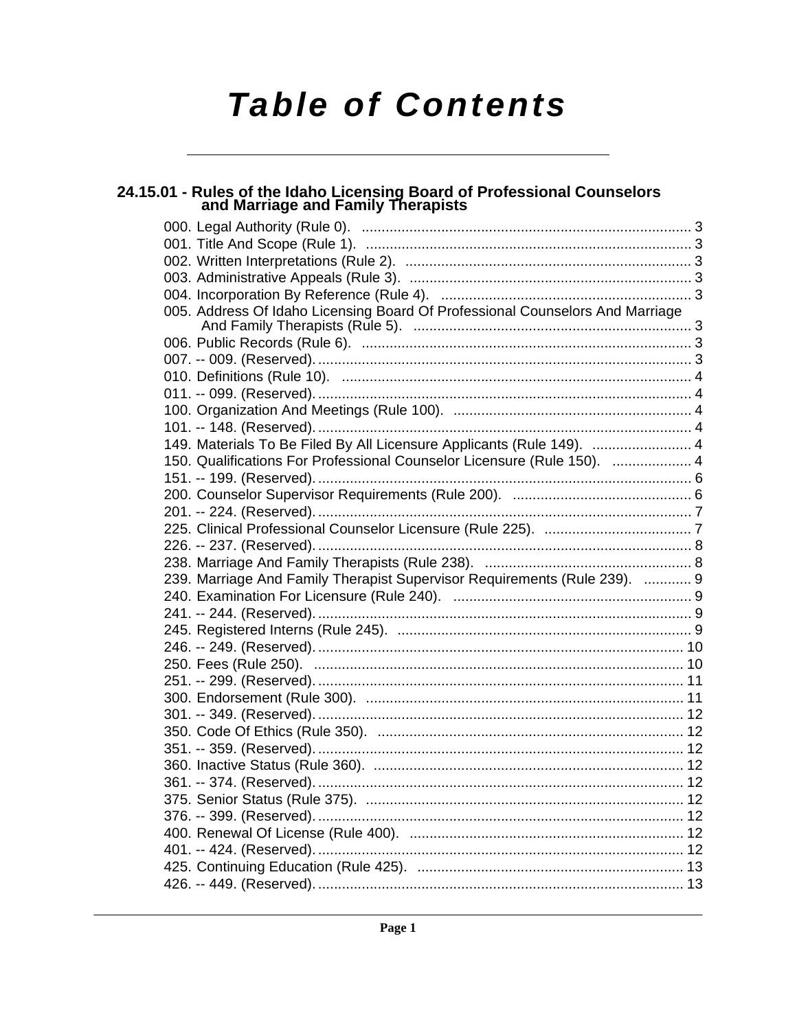# Table of Contents

## 24.15.01 - Rules of the Idaho Licensing Board of Professional Counselors and Marriage and Family Therapists

000. Legal Authority (Rule 0). .... 3
001. Title And Scope (Rule 1). .... 3
002. Written Interpretations (Rule 2). .... 3
003. Administrative Appeals (Rule 3). .... 3
004. Incorporation By Reference (Rule 4). .... 3
005. Address Of Idaho Licensing Board Of Professional Counselors And Marriage And Family Therapists (Rule 5). .... 3
006. Public Records (Rule 6). .... 3
007. -- 009. (Reserved). .... 3
010. Definitions (Rule 10). .... 4
011. -- 099. (Reserved). .... 4
100. Organization And Meetings (Rule 100). .... 4
101. -- 148. (Reserved). .... 4
149. Materials To Be Filed By All Licensure Applicants (Rule 149). .... 4
150. Qualifications For Professional Counselor Licensure (Rule 150). .... 4
151. -- 199. (Reserved). .... 6
200. Counselor Supervisor Requirements (Rule 200). .... 6
201. -- 224. (Reserved). .... 7
225. Clinical Professional Counselor Licensure (Rule 225). .... 7
226. -- 237. (Reserved). .... 8
238. Marriage And Family Therapists (Rule 238). .... 8
239. Marriage And Family Therapist Supervisor Requirements (Rule 239). .... 9
240. Examination For Licensure (Rule 240). .... 9
241. -- 244. (Reserved). .... 9
245. Registered Interns (Rule 245). .... 9
246. -- 249. (Reserved). .... 10
250. Fees (Rule 250). .... 10
251. -- 299. (Reserved). .... 11
300. Endorsement (Rule 300). .... 11
301. -- 349. (Reserved). .... 12
350. Code Of Ethics (Rule 350). .... 12
351. -- 359. (Reserved). .... 12
360. Inactive Status (Rule 360). .... 12
361. -- 374. (Reserved). .... 12
375. Senior Status (Rule 375). .... 12
376. -- 399. (Reserved). .... 12
400. Renewal Of License (Rule 400). .... 12
401. -- 424. (Reserved). .... 12
425. Continuing Education (Rule 425). .... 13
426. -- 449. (Reserved). .... 13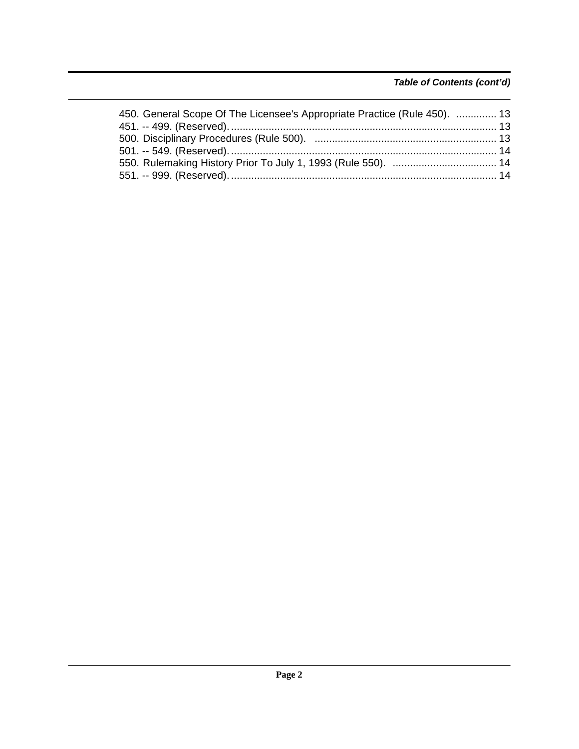*Table of Contents (cont'd)*

450. General Scope Of The Licensee's Appropriate Practice (Rule 450). .............. 13
451. -- 499. (Reserved). ............................................................................................ 13
500. Disciplinary Procedures (Rule 500). ............................................................... 13
501. -- 549. (Reserved). ............................................................................................ 14
550. Rulemaking History Prior To July 1, 1993 (Rule 550). .................................... 14
551. -- 999. (Reserved). ............................................................................................ 14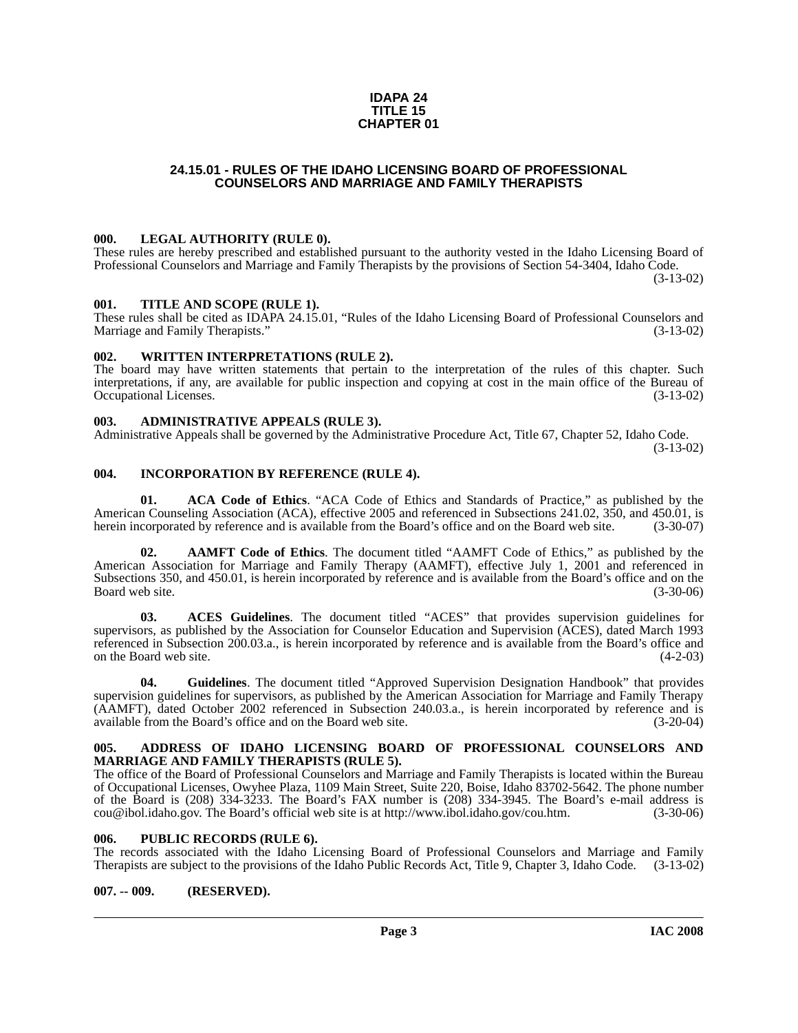# IDAPA 24
# TITLE 15
# CHAPTER 01

## 24.15.01 - RULES OF THE IDAHO LICENSING BOARD OF PROFESSIONAL COUNSELORS AND MARRIAGE AND FAMILY THERAPISTS

### 000. LEGAL AUTHORITY (RULE 0).

These rules are hereby prescribed and established pursuant to the authority vested in the Idaho Licensing Board of Professional Counselors and Marriage and Family Therapists by the provisions of Section 54-3404, Idaho Code. (3-13-02)

### 001. TITLE AND SCOPE (RULE 1).

These rules shall be cited as IDAPA 24.15.01, "Rules of the Idaho Licensing Board of Professional Counselors and Marriage and Family Therapists." (3-13-02)

### 002. WRITTEN INTERPRETATIONS (RULE 2).

The board may have written statements that pertain to the interpretation of the rules of this chapter. Such interpretations, if any, are available for public inspection and copying at cost in the main office of the Bureau of Occupational Licenses. (3-13-02)

### 003. ADMINISTRATIVE APPEALS (RULE 3).

Administrative Appeals shall be governed by the Administrative Procedure Act, Title 67, Chapter 52, Idaho Code. (3-13-02)

### 004. INCORPORATION BY REFERENCE (RULE 4).

**01. ACA Code of Ethics**. "ACA Code of Ethics and Standards of Practice," as published by the American Counseling Association (ACA), effective 2005 and referenced in Subsections 241.02, 350, and 450.01, is herein incorporated by reference and is available from the Board's office and on the Board web site. (3-30-07)

**02. AAMFT Code of Ethics**. The document titled "AAMFT Code of Ethics," as published by the American Association for Marriage and Family Therapy (AAMFT), effective July 1, 2001 and referenced in Subsections 350, and 450.01, is herein incorporated by reference and is available from the Board's office and on the Board web site. (3-30-06)

**03. ACES Guidelines**. The document titled "ACES" that provides supervision guidelines for supervisors, as published by the Association for Counselor Education and Supervision (ACES), dated March 1993 referenced in Subsection 200.03.a., is herein incorporated by reference and is available from the Board's office and on the Board web site. (4-2-03)

**04. Guidelines**. The document titled "Approved Supervision Designation Handbook" that provides supervision guidelines for supervisors, as published by the American Association for Marriage and Family Therapy (AAMFT), dated October 2002 referenced in Subsection 240.03.a., is herein incorporated by reference and is available from the Board's office and on the Board web site. (3-20-04)

### 005. ADDRESS OF IDAHO LICENSING BOARD OF PROFESSIONAL COUNSELORS AND MARRIAGE AND FAMILY THERAPISTS (RULE 5).

The office of the Board of Professional Counselors and Marriage and Family Therapists is located within the Bureau of Occupational Licenses, Owyhee Plaza, 1109 Main Street, Suite 220, Boise, Idaho 83702-5642. The phone number of the Board is (208) 334-3233. The Board's FAX number is (208) 334-3945. The Board's e-mail address is cou@ibol.idaho.gov. The Board's official web site is at http://www.ibol.idaho.gov/cou.htm. (3-30-06)

### 006. PUBLIC RECORDS (RULE 6).

The records associated with the Idaho Licensing Board of Professional Counselors and Marriage and Family Therapists are subject to the provisions of the Idaho Public Records Act, Title 9, Chapter 3, Idaho Code. (3-13-02)

### 007. -- 009. (RESERVED).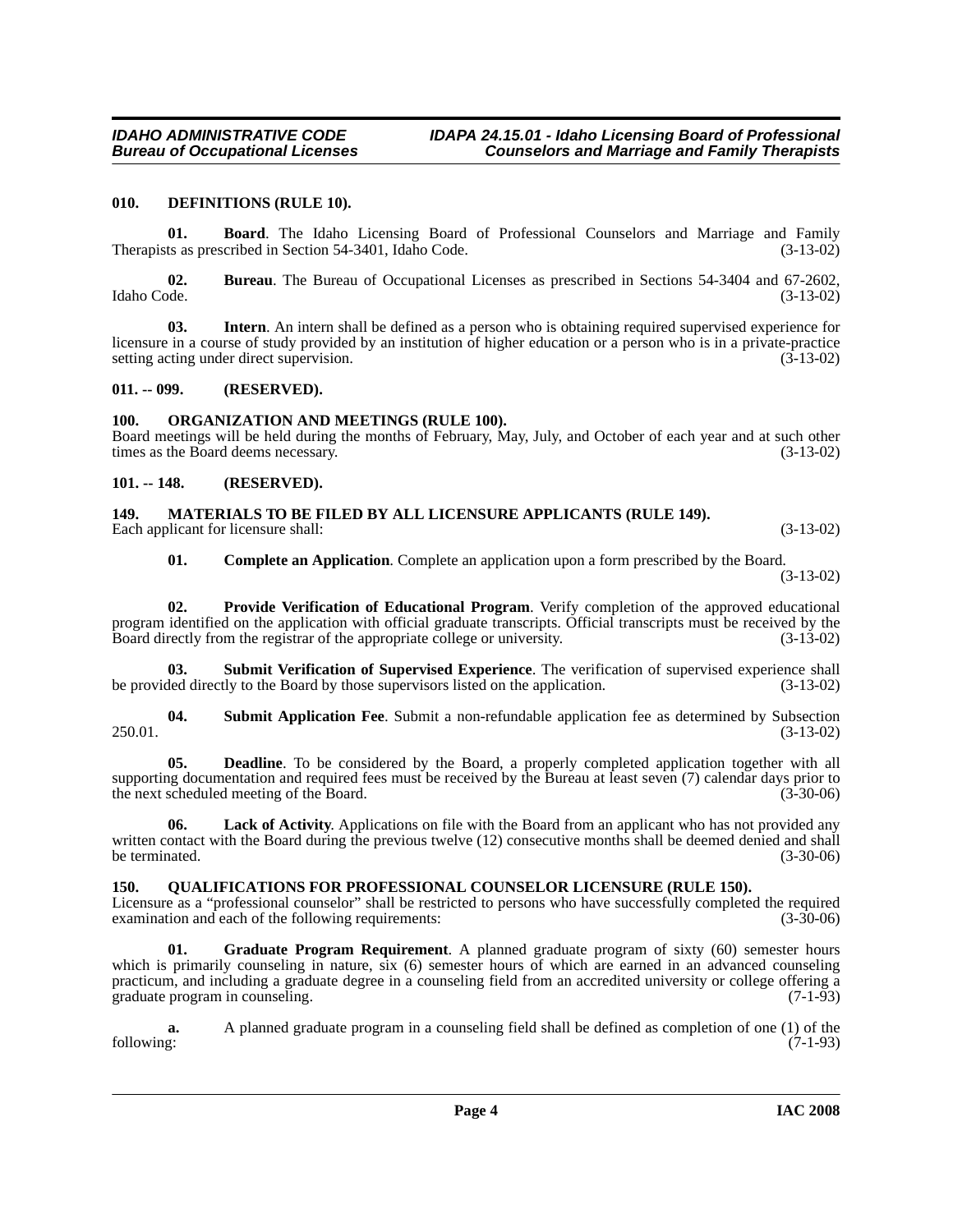### 010. DEFINITIONS (RULE 10).

**01. Board**. The Idaho Licensing Board of Professional Counselors and Marriage and Family Therapists as prescribed in Section 54-3401, Idaho Code. (3-13-02)

**02. Bureau**. The Bureau of Occupational Licenses as prescribed in Sections 54-3404 and 67-2602, Idaho Code. (3-13-02)

**03. Intern**. An intern shall be defined as a person who is obtaining required supervised experience for licensure in a course of study provided by an institution of higher education or a person who is in a private-practice setting acting under direct supervision. (3-13-02)

### 011. -- 099. (RESERVED).

### 100. ORGANIZATION AND MEETINGS (RULE 100).

Board meetings will be held during the months of February, May, July, and October of each year and at such other times as the Board deems necessary. (3-13-02)

### 101. -- 148. (RESERVED).

### 149. MATERIALS TO BE FILED BY ALL LICENSURE APPLICANTS (RULE 149).

Each applicant for licensure shall: (3-13-02)

**01. Complete an Application**. Complete an application upon a form prescribed by the Board. (3-13-02)

**02. Provide Verification of Educational Program**. Verify completion of the approved educational program identified on the application with official graduate transcripts. Official transcripts must be received by the Board directly from the registrar of the appropriate college or university. (3-13-02)

**03. Submit Verification of Supervised Experience**. The verification of supervised experience shall be provided directly to the Board by those supervisors listed on the application. (3-13-02)

**04. Submit Application Fee**. Submit a non-refundable application fee as determined by Subsection 250.01. (3-13-02)

**05. Deadline**. To be considered by the Board, a properly completed application together with all supporting documentation and required fees must be received by the Bureau at least seven (7) calendar days prior to the next scheduled meeting of the Board. (3-30-06)

**06. Lack of Activity**. Applications on file with the Board from an applicant who has not provided any written contact with the Board during the previous twelve (12) consecutive months shall be deemed denied and shall be terminated. (3-30-06)

### 150. QUALIFICATIONS FOR PROFESSIONAL COUNSELOR LICENSURE (RULE 150).

Licensure as a "professional counselor" shall be restricted to persons who have successfully completed the required examination and each of the following requirements: (3-30-06)

**01. Graduate Program Requirement**. A planned graduate program of sixty (60) semester hours which is primarily counseling in nature, six (6) semester hours of which are earned in an advanced counseling practicum, and including a graduate degree in a counseling field from an accredited university or college offering a graduate program in counseling. (7-1-93)

**a.** A planned graduate program in a counseling field shall be defined as completion of one (1) of the following: (7-1-93)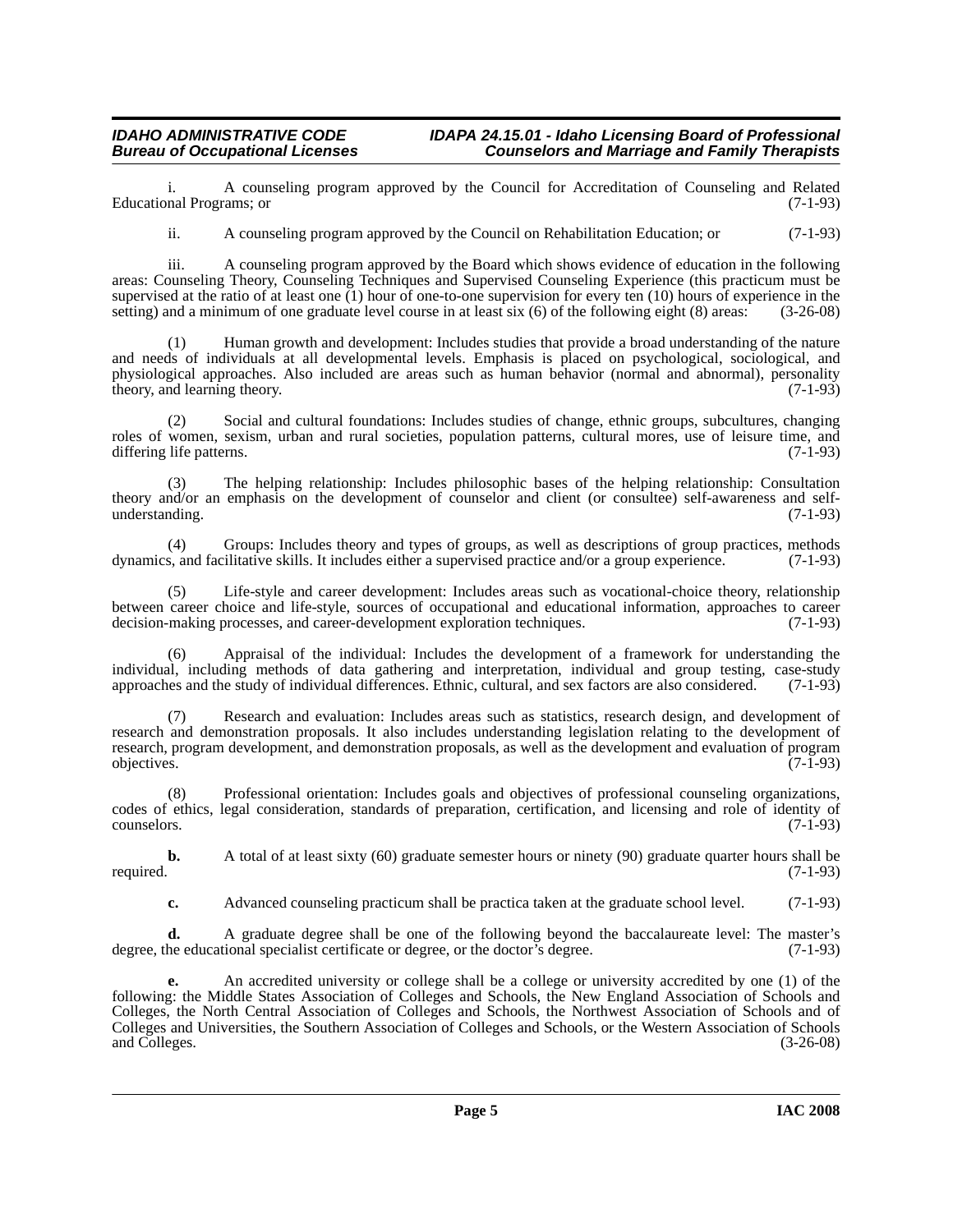i. A counseling program approved by the Council for Accreditation of Counseling and Related Educational Programs; or (7-1-93)

ii. A counseling program approved by the Council on Rehabilitation Education; or (7-1-93)

iii. A counseling program approved by the Board which shows evidence of education in the following areas: Counseling Theory, Counseling Techniques and Supervised Counseling Experience (this practicum must be supervised at the ratio of at least one (1) hour of one-to-one supervision for every ten (10) hours of experience in the setting) and a minimum of one graduate level course in at least six (6) of the following eight (8) areas: (3-26-08)

(1) Human growth and development: Includes studies that provide a broad understanding of the nature and needs of individuals at all developmental levels. Emphasis is placed on psychological, sociological, and physiological approaches. Also included are areas such as human behavior (normal and abnormal), personality theory, and learning theory. (7-1-93)

(2) Social and cultural foundations: Includes studies of change, ethnic groups, subcultures, changing roles of women, sexism, urban and rural societies, population patterns, cultural mores, use of leisure time, and differing life patterns. (7-1-93)

(3) The helping relationship: Includes philosophic bases of the helping relationship: Consultation theory and/or an emphasis on the development of counselor and client (or consultee) self-awareness and self-understanding. (7-1-93)

(4) Groups: Includes theory and types of groups, as well as descriptions of group practices, methods dynamics, and facilitative skills. It includes either a supervised practice and/or a group experience. (7-1-93)

(5) Life-style and career development: Includes areas such as vocational-choice theory, relationship between career choice and life-style, sources of occupational and educational information, approaches to career decision-making processes, and career-development exploration techniques. (7-1-93)

(6) Appraisal of the individual: Includes the development of a framework for understanding the individual, including methods of data gathering and interpretation, individual and group testing, case-study approaches and the study of individual differences. Ethnic, cultural, and sex factors are also considered. (7-1-93)

(7) Research and evaluation: Includes areas such as statistics, research design, and development of research and demonstration proposals. It also includes understanding legislation relating to the development of research, program development, and demonstration proposals, as well as the development and evaluation of program objectives. (7-1-93)

(8) Professional orientation: Includes goals and objectives of professional counseling organizations, codes of ethics, legal consideration, standards of preparation, certification, and licensing and role of identity of counselors. (7-1-93)

**b.** A total of at least sixty (60) graduate semester hours or ninety (90) graduate quarter hours shall be required. (7-1-93)

**c.** Advanced counseling practicum shall be practica taken at the graduate school level. (7-1-93)

**d.** A graduate degree shall be one of the following beyond the baccalaureate level: The master's degree, the educational specialist certificate or degree, or the doctor's degree. (7-1-93)

**e.** An accredited university or college shall be a college or university accredited by one (1) of the following: the Middle States Association of Colleges and Schools, the New England Association of Schools and Colleges, the North Central Association of Colleges and Schools, the Northwest Association of Schools and of Colleges and Universities, the Southern Association of Colleges and Schools, or the Western Association of Schools and Colleges. (3-26-08)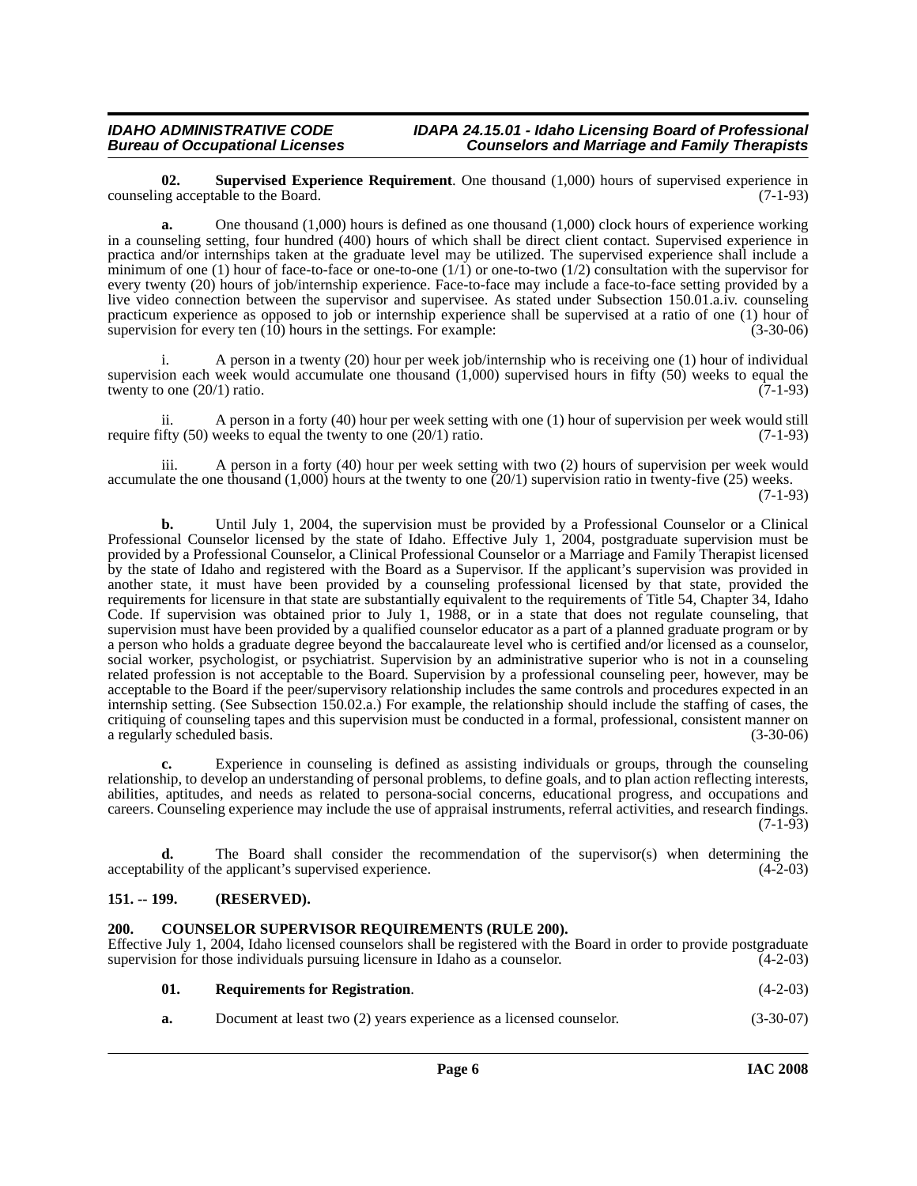**02. Supervised Experience Requirement**. One thousand (1,000) hours of supervised experience in counseling acceptable to the Board. (7-1-93)

**a.** One thousand (1,000) hours is defined as one thousand (1,000) clock hours of experience working in a counseling setting, four hundred (400) hours of which shall be direct client contact. Supervised experience in practica and/or internships taken at the graduate level may be utilized. The supervised experience shall include a minimum of one (1) hour of face-to-face or one-to-one (1/1) or one-to-two (1/2) consultation with the supervisor for every twenty (20) hours of job/internship experience. Face-to-face may include a face-to-face setting provided by a live video connection between the supervisor and supervisee. As stated under Subsection 150.01.a.iv. counseling practicum experience as opposed to job or internship experience shall be supervised at a ratio of one (1) hour of supervision for every ten (10) hours in the settings. For example: (3-30-06)

i. A person in a twenty (20) hour per week job/internship who is receiving one (1) hour of individual supervision each week would accumulate one thousand (1,000) supervised hours in fifty (50) weeks to equal the twenty to one (20/1) ratio. (7-1-93)

ii. A person in a forty (40) hour per week setting with one (1) hour of supervision per week would still require fifty (50) weeks to equal the twenty to one (20/1) ratio. (7-1-93)

iii. A person in a forty (40) hour per week setting with two (2) hours of supervision per week would accumulate the one thousand (1,000) hours at the twenty to one (20/1) supervision ratio in twenty-five (25) weeks. (7-1-93)

**b.** Until July 1, 2004, the supervision must be provided by a Professional Counselor or a Clinical Professional Counselor licensed by the state of Idaho. Effective July 1, 2004, postgraduate supervision must be provided by a Professional Counselor, a Clinical Professional Counselor or a Marriage and Family Therapist licensed by the state of Idaho and registered with the Board as a Supervisor. If the applicant's supervision was provided in another state, it must have been provided by a counseling professional licensed by that state, provided the requirements for licensure in that state are substantially equivalent to the requirements of Title 54, Chapter 34, Idaho Code. If supervision was obtained prior to July 1, 1988, or in a state that does not regulate counseling, that supervision must have been provided by a qualified counselor educator as a part of a planned graduate program or by a person who holds a graduate degree beyond the baccalaureate level who is certified and/or licensed as a counselor, social worker, psychologist, or psychiatrist. Supervision by an administrative superior who is not in a counseling related profession is not acceptable to the Board. Supervision by a professional counseling peer, however, may be acceptable to the Board if the peer/supervisory relationship includes the same controls and procedures expected in an internship setting. (See Subsection 150.02.a.) For example, the relationship should include the staffing of cases, the critiquing of counseling tapes and this supervision must be conducted in a formal, professional, consistent manner on a regularly scheduled basis. (3-30-06)

**c.** Experience in counseling is defined as assisting individuals or groups, through the counseling relationship, to develop an understanding of personal problems, to define goals, and to plan action reflecting interests, abilities, aptitudes, and needs as related to persona-social concerns, educational progress, and occupations and careers. Counseling experience may include the use of appraisal instruments, referral activities, and research findings. (7-1-93)

**d.** The Board shall consider the recommendation of the supervisor(s) when determining the acceptability of the applicant's supervised experience. (4-2-03)

## 151. -- 199. (RESERVED).

## 200. COUNSELOR SUPERVISOR REQUIREMENTS (RULE 200).

Effective July 1, 2004, Idaho licensed counselors shall be registered with the Board in order to provide postgraduate supervision for those individuals pursuing licensure in Idaho as a counselor. (4-2-03)

**01. Requirements for Registration**. (4-2-03)

**a.** Document at least two (2) years experience as a licensed counselor. (3-30-07)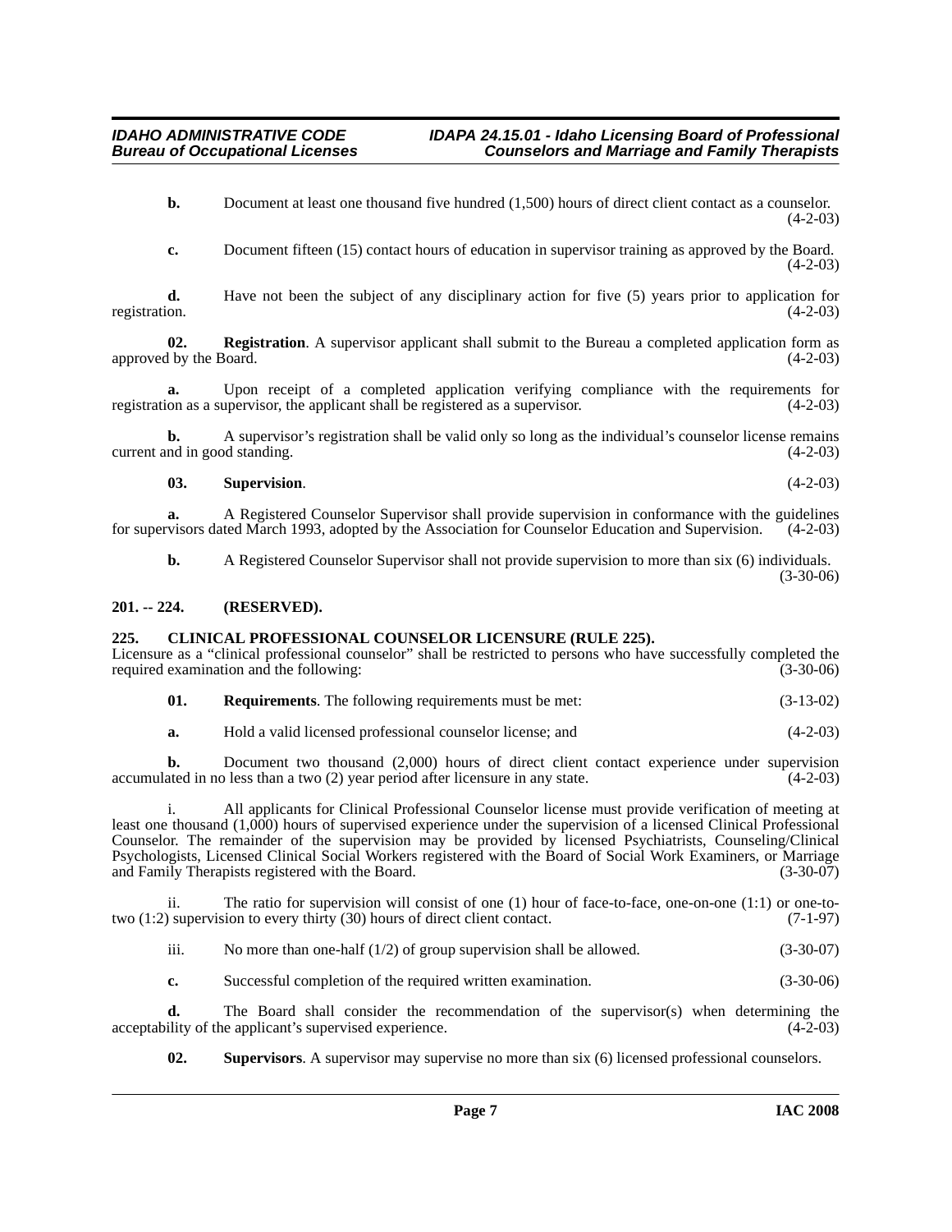**b.** Document at least one thousand five hundred (1,500) hours of direct client contact as a counselor. (4-2-03)

**c.** Document fifteen (15) contact hours of education in supervisor training as approved by the Board. (4-2-03)

**d.** Have not been the subject of any disciplinary action for five (5) years prior to application for registration. (4-2-03)

**02. Registration**. A supervisor applicant shall submit to the Bureau a completed application form as approved by the Board. (4-2-03)

**a.** Upon receipt of a completed application verifying compliance with the requirements for registration as a supervisor, the applicant shall be registered as a supervisor. (4-2-03)

**b.** A supervisor's registration shall be valid only so long as the individual's counselor license remains current and in good standing. (4-2-03)

**03. Supervision**. (4-2-03)

**a.** A Registered Counselor Supervisor shall provide supervision in conformance with the guidelines for supervisors dated March 1993, adopted by the Association for Counselor Education and Supervision. (4-2-03)

**b.** A Registered Counselor Supervisor shall not provide supervision to more than six (6) individuals. (3-30-06)

### 201. -- 224. (RESERVED).

### 225. CLINICAL PROFESSIONAL COUNSELOR LICENSURE (RULE 225).

Licensure as a "clinical professional counselor" shall be restricted to persons who have successfully completed the required examination and the following: (3-30-06)

**01. Requirements**. The following requirements must be met: (3-13-02)

**a.** Hold a valid licensed professional counselor license; and (4-2-03)

**b.** Document two thousand (2,000) hours of direct client contact experience under supervision accumulated in no less than a two (2) year period after licensure in any state. (4-2-03)

i. All applicants for Clinical Professional Counselor license must provide verification of meeting at least one thousand (1,000) hours of supervised experience under the supervision of a licensed Clinical Professional Counselor. The remainder of the supervision may be provided by licensed Psychiatrists, Counseling/Clinical Psychologists, Licensed Clinical Social Workers registered with the Board of Social Work Examiners, or Marriage and Family Therapists registered with the Board. (3-30-07)

ii. The ratio for supervision will consist of one (1) hour of face-to-face, one-on-one (1:1) or one-to-two (1:2) supervision to every thirty (30) hours of direct client contact. (7-1-97)

iii. No more than one-half (1/2) of group supervision shall be allowed. (3-30-07)

**c.** Successful completion of the required written examination. (3-30-06)

**d.** The Board shall consider the recommendation of the supervisor(s) when determining the acceptability of the applicant's supervised experience. (4-2-03)

**02. Supervisors**. A supervisor may supervise no more than six (6) licensed professional counselors.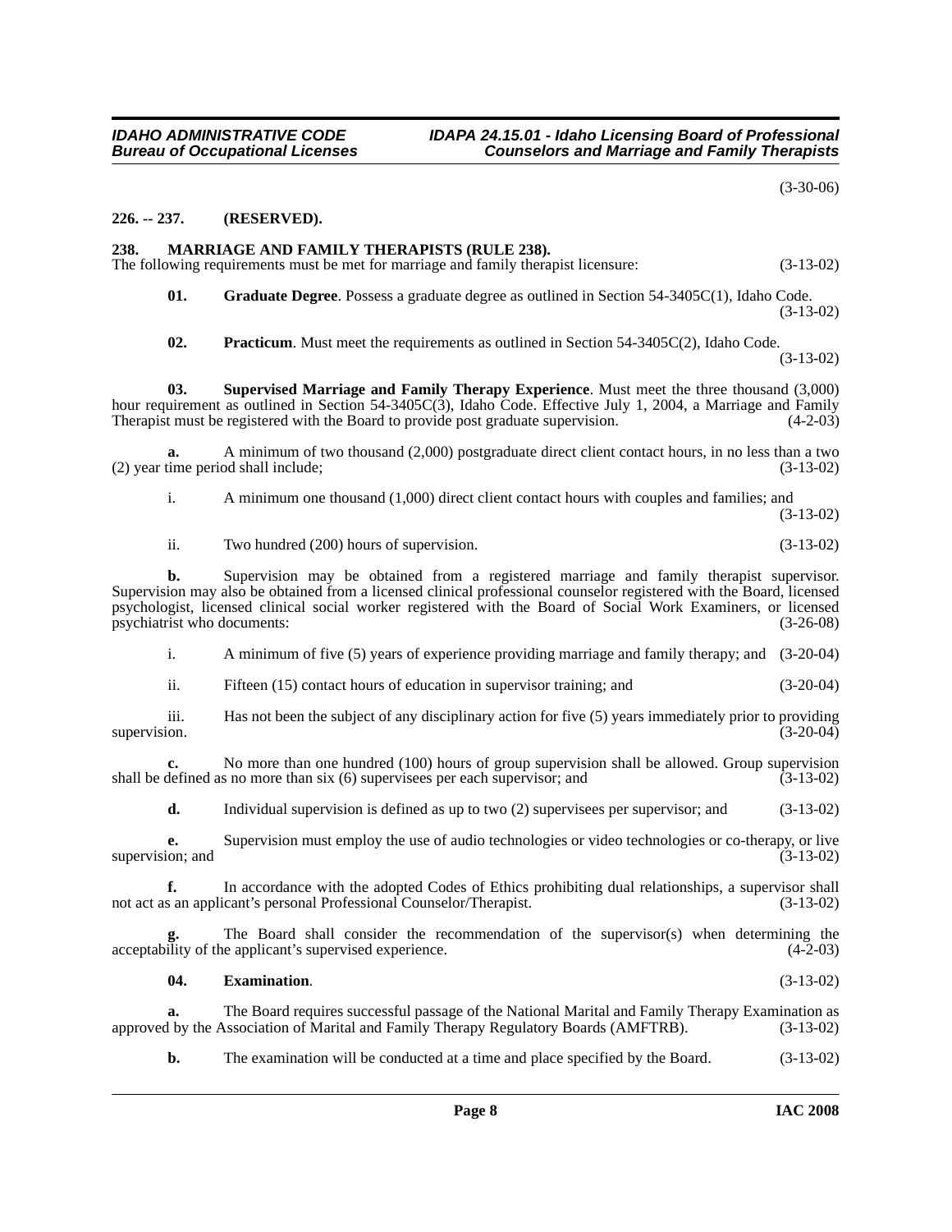(3-30-06)

**226. -- 237. (RESERVED).**

**238. MARRIAGE AND FAMILY THERAPISTS (RULE 238).**

The following requirements must be met for marriage and family therapist licensure: (3-13-02)

**01. Graduate Degree**. Possess a graduate degree as outlined in Section 54-3405C(1), Idaho Code. (3-13-02)

**02. Practicum**. Must meet the requirements as outlined in Section 54-3405C(2), Idaho Code. (3-13-02)

**03. Supervised Marriage and Family Therapy Experience**. Must meet the three thousand (3,000) hour requirement as outlined in Section 54-3405C(3), Idaho Code. Effective July 1, 2004, a Marriage and Family Therapist must be registered with the Board to provide post graduate supervision. (4-2-03)

**a.** A minimum of two thousand (2,000) postgraduate direct client contact hours, in no less than a two (2) year time period shall include; (3-13-02)

i. A minimum one thousand (1,000) direct client contact hours with couples and families; and (3-13-02)

ii. Two hundred (200) hours of supervision. (3-13-02)

**b.** Supervision may be obtained from a registered marriage and family therapist supervisor. Supervision may also be obtained from a licensed clinical professional counselor registered with the Board, licensed psychologist, licensed clinical social worker registered with the Board of Social Work Examiners, or licensed psychiatrist who documents: (3-26-08)

i. A minimum of five (5) years of experience providing marriage and family therapy; and (3-20-04)

ii. Fifteen (15) contact hours of education in supervisor training; and (3-20-04)

iii. Has not been the subject of any disciplinary action for five (5) years immediately prior to providing supervision. (3-20-04)

**c.** No more than one hundred (100) hours of group supervision shall be allowed. Group supervision shall be defined as no more than six (6) supervisees per each supervisor; and (3-13-02)

**d.** Individual supervision is defined as up to two (2) supervisees per supervisor; and (3-13-02)

**e.** Supervision must employ the use of audio technologies or video technologies or co-therapy, or live supervision; and (3-13-02)

**f.** In accordance with the adopted Codes of Ethics prohibiting dual relationships, a supervisor shall not act as an applicant's personal Professional Counselor/Therapist. (3-13-02)

**g.** The Board shall consider the recommendation of the supervisor(s) when determining the acceptability of the applicant's supervised experience. (4-2-03)

**04. Examination**. (3-13-02)

**a.** The Board requires successful passage of the National Marital and Family Therapy Examination as approved by the Association of Marital and Family Therapy Regulatory Boards (AMFTRB). (3-13-02)

**b.** The examination will be conducted at a time and place specified by the Board. (3-13-02)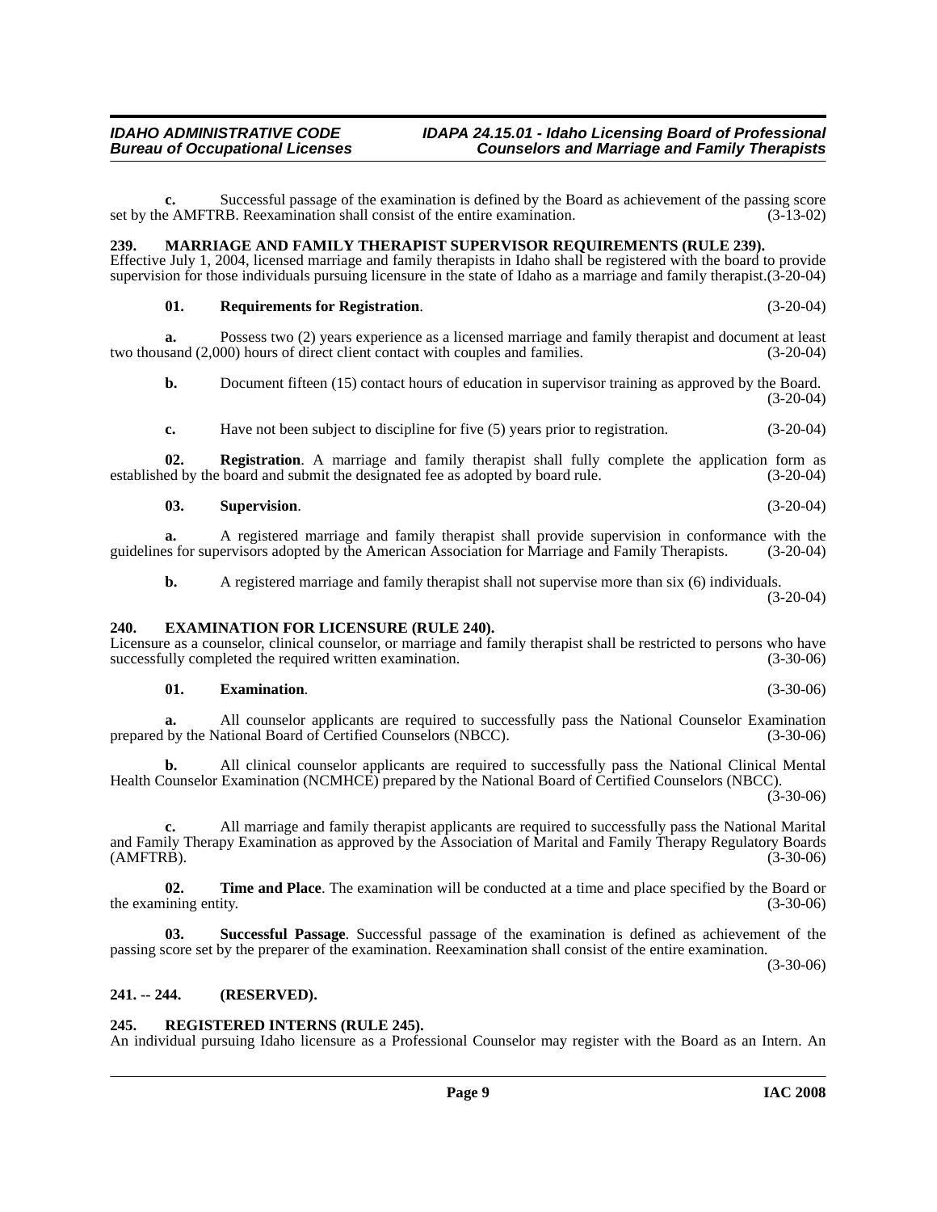**c.** Successful passage of the examination is defined by the Board as achievement of the passing score set by the AMFTRB. Reexamination shall consist of the entire examination. (3-13-02)

## 239. MARRIAGE AND FAMILY THERAPIST SUPERVISOR REQUIREMENTS (RULE 239).

Effective July 1, 2004, licensed marriage and family therapists in Idaho shall be registered with the board to provide supervision for those individuals pursuing licensure in the state of Idaho as a marriage and family therapist.(3-20-04)

**01. Requirements for Registration**. (3-20-04)

**a.** Possess two (2) years experience as a licensed marriage and family therapist and document at least two thousand (2,000) hours of direct client contact with couples and families. (3-20-04)

**b.** Document fifteen (15) contact hours of education in supervisor training as approved by the Board. (3-20-04)

**c.** Have not been subject to discipline for five (5) years prior to registration. (3-20-04)

**02. Registration**. A marriage and family therapist shall fully complete the application form as established by the board and submit the designated fee as adopted by board rule. (3-20-04)

**03. Supervision**. (3-20-04)

**a.** A registered marriage and family therapist shall provide supervision in conformance with the guidelines for supervisors adopted by the American Association for Marriage and Family Therapists. (3-20-04)

**b.** A registered marriage and family therapist shall not supervise more than six (6) individuals. (3-20-04)

## 240. EXAMINATION FOR LICENSURE (RULE 240).

Licensure as a counselor, clinical counselor, or marriage and family therapist shall be restricted to persons who have successfully completed the required written examination. (3-30-06)

**01. Examination**. (3-30-06)

**a.** All counselor applicants are required to successfully pass the National Counselor Examination prepared by the National Board of Certified Counselors (NBCC). (3-30-06)

**b.** All clinical counselor applicants are required to successfully pass the National Clinical Mental Health Counselor Examination (NCMHCE) prepared by the National Board of Certified Counselors (NBCC). (3-30-06)

**c.** All marriage and family therapist applicants are required to successfully pass the National Marital and Family Therapy Examination as approved by the Association of Marital and Family Therapy Regulatory Boards (AMFTRB). (3-30-06)

**02. Time and Place**. The examination will be conducted at a time and place specified by the Board or the examining entity. (3-30-06)

**03. Successful Passage**. Successful passage of the examination is defined as achievement of the passing score set by the preparer of the examination. Reexamination shall consist of the entire examination. (3-30-06)

## 241. -- 244. (RESERVED).

## 245. REGISTERED INTERNS (RULE 245).

An individual pursuing Idaho licensure as a Professional Counselor may register with the Board as an Intern. An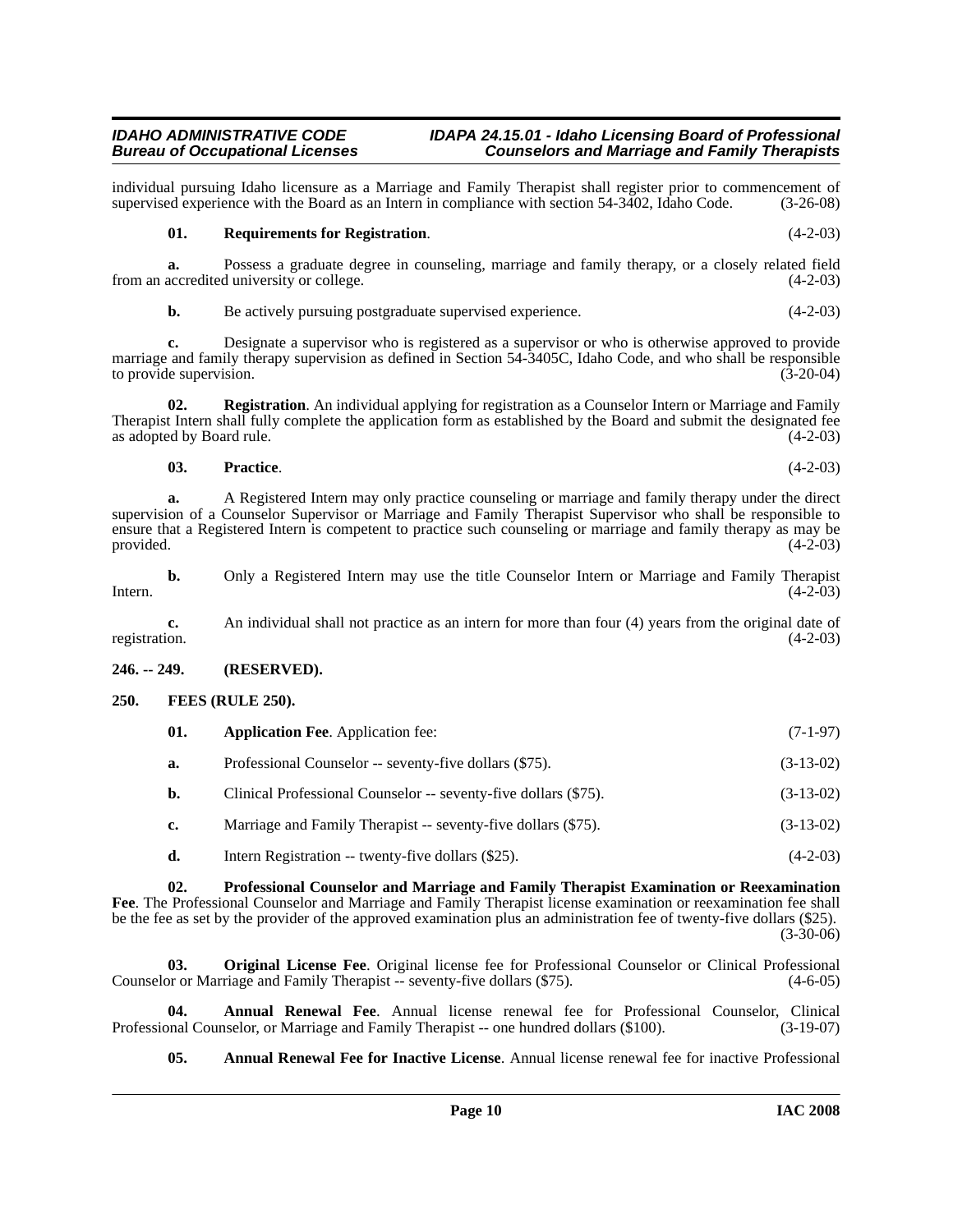individual pursuing Idaho licensure as a Marriage and Family Therapist shall register prior to commencement of supervised experience with the Board as an Intern in compliance with section 54-3402, Idaho Code. (3-26-08)

**01. Requirements for Registration**. (4-2-03)

**a.** Possess a graduate degree in counseling, marriage and family therapy, or a closely related field from an accredited university or college. (4-2-03)

**b.** Be actively pursuing postgraduate supervised experience. (4-2-03)

**c.** Designate a supervisor who is registered as a supervisor or who is otherwise approved to provide marriage and family therapy supervision as defined in Section 54-3405C, Idaho Code, and who shall be responsible to provide supervision. (3-20-04)

**02. Registration**. An individual applying for registration as a Counselor Intern or Marriage and Family Therapist Intern shall fully complete the application form as established by the Board and submit the designated fee as adopted by Board rule. (4-2-03)

**03. Practice**. (4-2-03)

**a.** A Registered Intern may only practice counseling or marriage and family therapy under the direct supervision of a Counselor Supervisor or Marriage and Family Therapist Supervisor who shall be responsible to ensure that a Registered Intern is competent to practice such counseling or marriage and family therapy as may be provided. (4-2-03)

**b.** Only a Registered Intern may use the title Counselor Intern or Marriage and Family Therapist Intern. (4-2-03)

**c.** An individual shall not practice as an intern for more than four (4) years from the original date of registration. (4-2-03)

## 246. -- 249. (RESERVED).

## 250. FEES (RULE 250).

**01. Application Fee**. Application fee: (7-1-97)

**a.** Professional Counselor -- seventy-five dollars ($75). (3-13-02)

**b.** Clinical Professional Counselor -- seventy-five dollars ($75). (3-13-02)

**c.** Marriage and Family Therapist -- seventy-five dollars ($75). (3-13-02)

**d.** Intern Registration -- twenty-five dollars ($25). (4-2-03)

**02. Professional Counselor and Marriage and Family Therapist Examination or Reexamination Fee**. The Professional Counselor and Marriage and Family Therapist license examination or reexamination fee shall be the fee as set by the provider of the approved examination plus an administration fee of twenty-five dollars ($25). (3-30-06)

**03. Original License Fee**. Original license fee for Professional Counselor or Clinical Professional Counselor or Marriage and Family Therapist -- seventy-five dollars ($75). (4-6-05)

**04. Annual Renewal Fee**. Annual license renewal fee for Professional Counselor, Clinical Professional Counselor, or Marriage and Family Therapist -- one hundred dollars ($100). (3-19-07)

**05. Annual Renewal Fee for Inactive License**. Annual license renewal fee for inactive Professional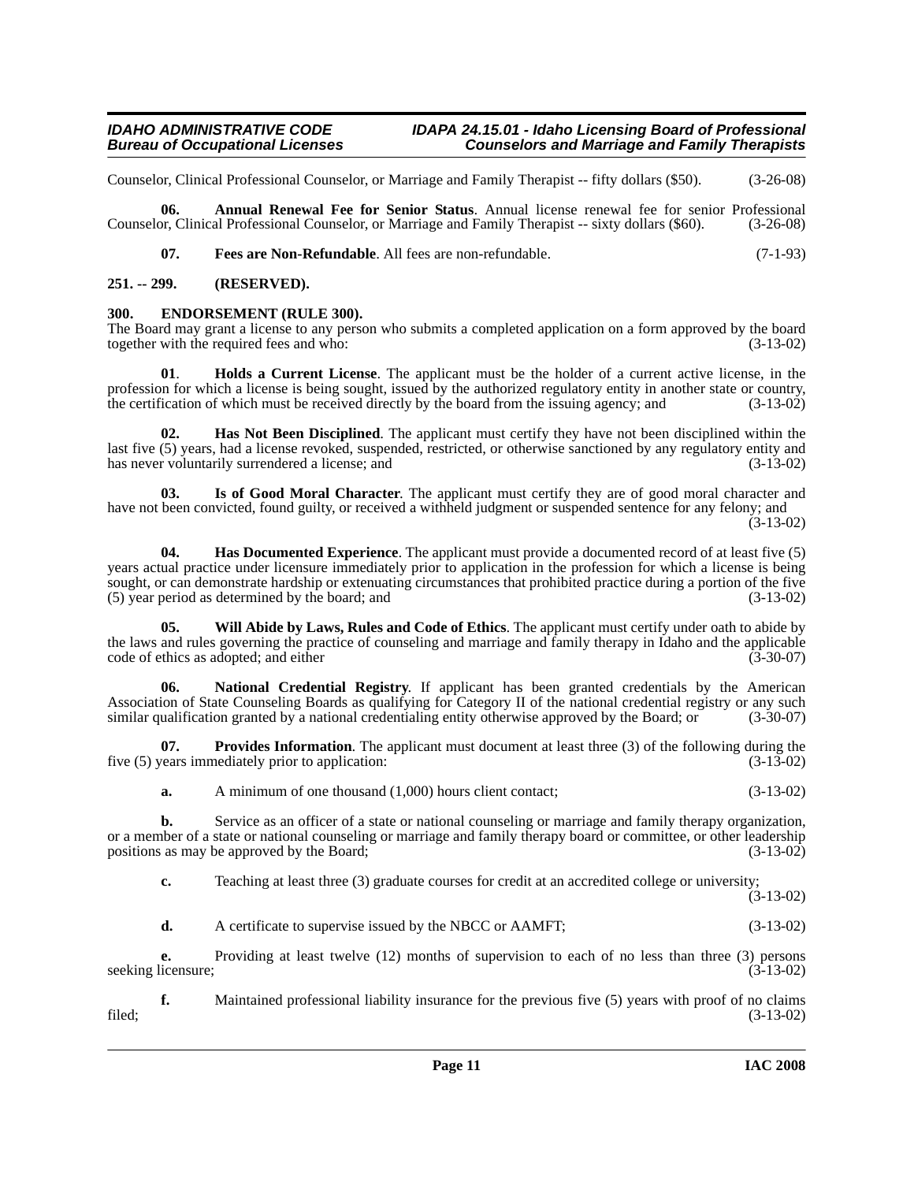Counselor, Clinical Professional Counselor, or Marriage and Family Therapist -- fifty dollars ($50). (3-26-08)

**06. Annual Renewal Fee for Senior Status**. Annual license renewal fee for senior Professional Counselor, Clinical Professional Counselor, or Marriage and Family Therapist -- sixty dollars ($60). (3-26-08)

**07. Fees are Non-Refundable**. All fees are non-refundable. (7-1-93)

## 251. -- 299. (RESERVED).

## 300. ENDORSEMENT (RULE 300).

The Board may grant a license to any person who submits a completed application on a form approved by the board together with the required fees and who: (3-13-02)

**01. Holds a Current License**. The applicant must be the holder of a current active license, in the profession for which a license is being sought, issued by the authorized regulatory entity in another state or country, the certification of which must be received directly by the board from the issuing agency; and (3-13-02)

**02. Has Not Been Disciplined**. The applicant must certify they have not been disciplined within the last five (5) years, had a license revoked, suspended, restricted, or otherwise sanctioned by any regulatory entity and has never voluntarily surrendered a license; and (3-13-02)

**03. Is of Good Moral Character**. The applicant must certify they are of good moral character and have not been convicted, found guilty, or received a withheld judgment or suspended sentence for any felony; and (3-13-02)

**04. Has Documented Experience**. The applicant must provide a documented record of at least five (5) years actual practice under licensure immediately prior to application in the profession for which a license is being sought, or can demonstrate hardship or extenuating circumstances that prohibited practice during a portion of the five (5) year period as determined by the board; and (3-13-02)

**05. Will Abide by Laws, Rules and Code of Ethics**. The applicant must certify under oath to abide by the laws and rules governing the practice of counseling and marriage and family therapy in Idaho and the applicable code of ethics as adopted; and either (3-30-07)

**06. National Credential Registry**. If applicant has been granted credentials by the American Association of State Counseling Boards as qualifying for Category II of the national credential registry or any such similar qualification granted by a national credentialing entity otherwise approved by the Board; or (3-30-07)

**07. Provides Information**. The applicant must document at least three (3) of the following during the five (5) years immediately prior to application: (3-13-02)

**a.** A minimum of one thousand (1,000) hours client contact; (3-13-02)

**b.** Service as an officer of a state or national counseling or marriage and family therapy organization, or a member of a state or national counseling or marriage and family therapy board or committee, or other leadership positions as may be approved by the Board; (3-13-02)

**c.** Teaching at least three (3) graduate courses for credit at an accredited college or university; (3-13-02)

**d.** A certificate to supervise issued by the NBCC or AAMFT; (3-13-02)

**e.** Providing at least twelve (12) months of supervision to each of no less than three (3) persons seeking licensure; (3-13-02)

**f.** Maintained professional liability insurance for the previous five (5) years with proof of no claims filed; (3-13-02)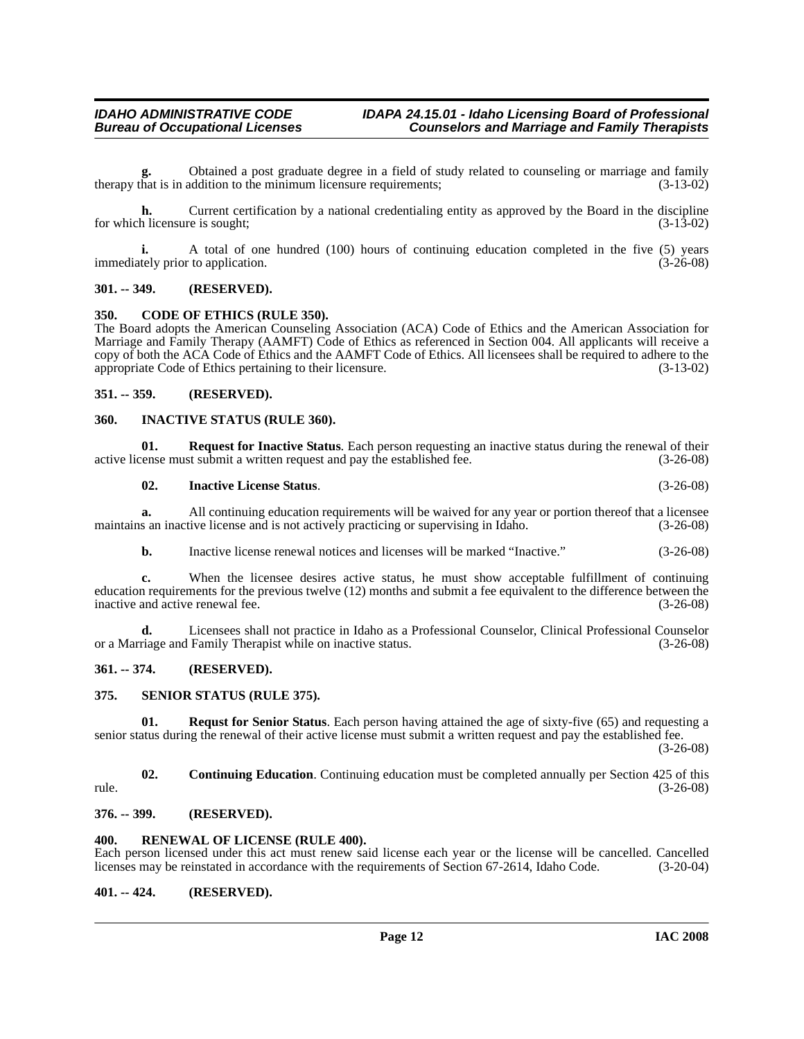**g.** Obtained a post graduate degree in a field of study related to counseling or marriage and family therapy that is in addition to the minimum licensure requirements; (3-13-02)

**h.** Current certification by a national credentialing entity as approved by the Board in the discipline for which licensure is sought; (3-13-02)

**i.** A total of one hundred (100) hours of continuing education completed in the five (5) years immediately prior to application. (3-26-08)

## 301. -- 349. (RESERVED).

## 350. CODE OF ETHICS (RULE 350).

The Board adopts the American Counseling Association (ACA) Code of Ethics and the American Association for Marriage and Family Therapy (AAMFT) Code of Ethics as referenced in Section 004. All applicants will receive a copy of both the ACA Code of Ethics and the AAMFT Code of Ethics. All licensees shall be required to adhere to the appropriate Code of Ethics pertaining to their licensure. (3-13-02)

## 351. -- 359. (RESERVED).

## 360. INACTIVE STATUS (RULE 360).

**01. Request for Inactive Status**. Each person requesting an inactive status during the renewal of their active license must submit a written request and pay the established fee. (3-26-08)

**02. Inactive License Status**. (3-26-08)

**a.** All continuing education requirements will be waived for any year or portion thereof that a licensee maintains an inactive license and is not actively practicing or supervising in Idaho. (3-26-08)

**b.** Inactive license renewal notices and licenses will be marked "Inactive." (3-26-08)

**c.** When the licensee desires active status, he must show acceptable fulfillment of continuing education requirements for the previous twelve (12) months and submit a fee equivalent to the difference between the inactive and active renewal fee. (3-26-08)

**d.** Licensees shall not practice in Idaho as a Professional Counselor, Clinical Professional Counselor or a Marriage and Family Therapist while on inactive status. (3-26-08)

## 361. -- 374. (RESERVED).

## 375. SENIOR STATUS (RULE 375).

**01. Requst for Senior Status**. Each person having attained the age of sixty-five (65) and requesting a senior status during the renewal of their active license must submit a written request and pay the established fee. (3-26-08)

**02. Continuing Education**. Continuing education must be completed annually per Section 425 of this rule. (3-26-08)

## 376. -- 399. (RESERVED).

## 400. RENEWAL OF LICENSE (RULE 400).

Each person licensed under this act must renew said license each year or the license will be cancelled. Cancelled licenses may be reinstated in accordance with the requirements of Section 67-2614, Idaho Code. (3-20-04)

## 401. -- 424. (RESERVED).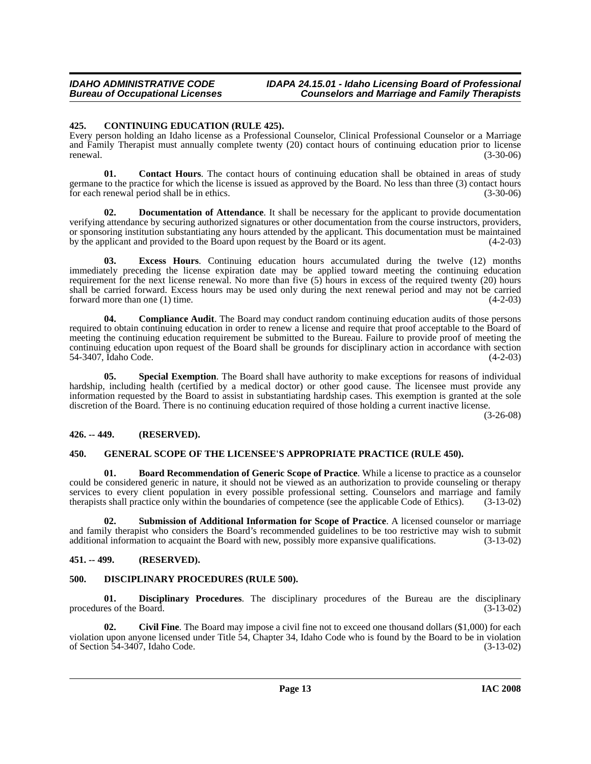## 425. CONTINUING EDUCATION (RULE 425).

Every person holding an Idaho license as a Professional Counselor, Clinical Professional Counselor or a Marriage and Family Therapist must annually complete twenty (20) contact hours of continuing education prior to license renewal. (3-30-06)

**01. Contact Hours**. The contact hours of continuing education shall be obtained in areas of study germane to the practice for which the license is issued as approved by the Board. No less than three (3) contact hours for each renewal period shall be in ethics. (3-30-06)

**02. Documentation of Attendance**. It shall be necessary for the applicant to provide documentation verifying attendance by securing authorized signatures or other documentation from the course instructors, providers, or sponsoring institution substantiating any hours attended by the applicant. This documentation must be maintained by the applicant and provided to the Board upon request by the Board or its agent. (4-2-03)

**03. Excess Hours**. Continuing education hours accumulated during the twelve (12) months immediately preceding the license expiration date may be applied toward meeting the continuing education requirement for the next license renewal. No more than five (5) hours in excess of the required twenty (20) hours shall be carried forward. Excess hours may be used only during the next renewal period and may not be carried forward more than one (1) time. (4-2-03)

**04. Compliance Audit**. The Board may conduct random continuing education audits of those persons required to obtain continuing education in order to renew a license and require that proof acceptable to the Board of meeting the continuing education requirement be submitted to the Bureau. Failure to provide proof of meeting the continuing education upon request of the Board shall be grounds for disciplinary action in accordance with section 54-3407, Idaho Code. (4-2-03)

**05. Special Exemption**. The Board shall have authority to make exceptions for reasons of individual hardship, including health (certified by a medical doctor) or other good cause. The licensee must provide any information requested by the Board to assist in substantiating hardship cases. This exemption is granted at the sole discretion of the Board. There is no continuing education required of those holding a current inactive license. (3-26-08)

## 426. -- 449. (RESERVED).

## 450. GENERAL SCOPE OF THE LICENSEE'S APPROPRIATE PRACTICE (RULE 450).

**01. Board Recommendation of Generic Scope of Practice**. While a license to practice as a counselor could be considered generic in nature, it should not be viewed as an authorization to provide counseling or therapy services to every client population in every possible professional setting. Counselors and marriage and family therapists shall practice only within the boundaries of competence (see the applicable Code of Ethics). (3-13-02)

**02. Submission of Additional Information for Scope of Practice**. A licensed counselor or marriage and family therapist who considers the Board's recommended guidelines to be too restrictive may wish to submit additional information to acquaint the Board with new, possibly more expansive qualifications. (3-13-02)

## 451. -- 499. (RESERVED).

## 500. DISCIPLINARY PROCEDURES (RULE 500).

**01. Disciplinary Procedures**. The disciplinary procedures of the Bureau are the disciplinary procedures of the Board. (3-13-02)

**02. Civil Fine**. The Board may impose a civil fine not to exceed one thousand dollars ($1,000) for each violation upon anyone licensed under Title 54, Chapter 34, Idaho Code who is found by the Board to be in violation of Section 54-3407, Idaho Code. (3-13-02)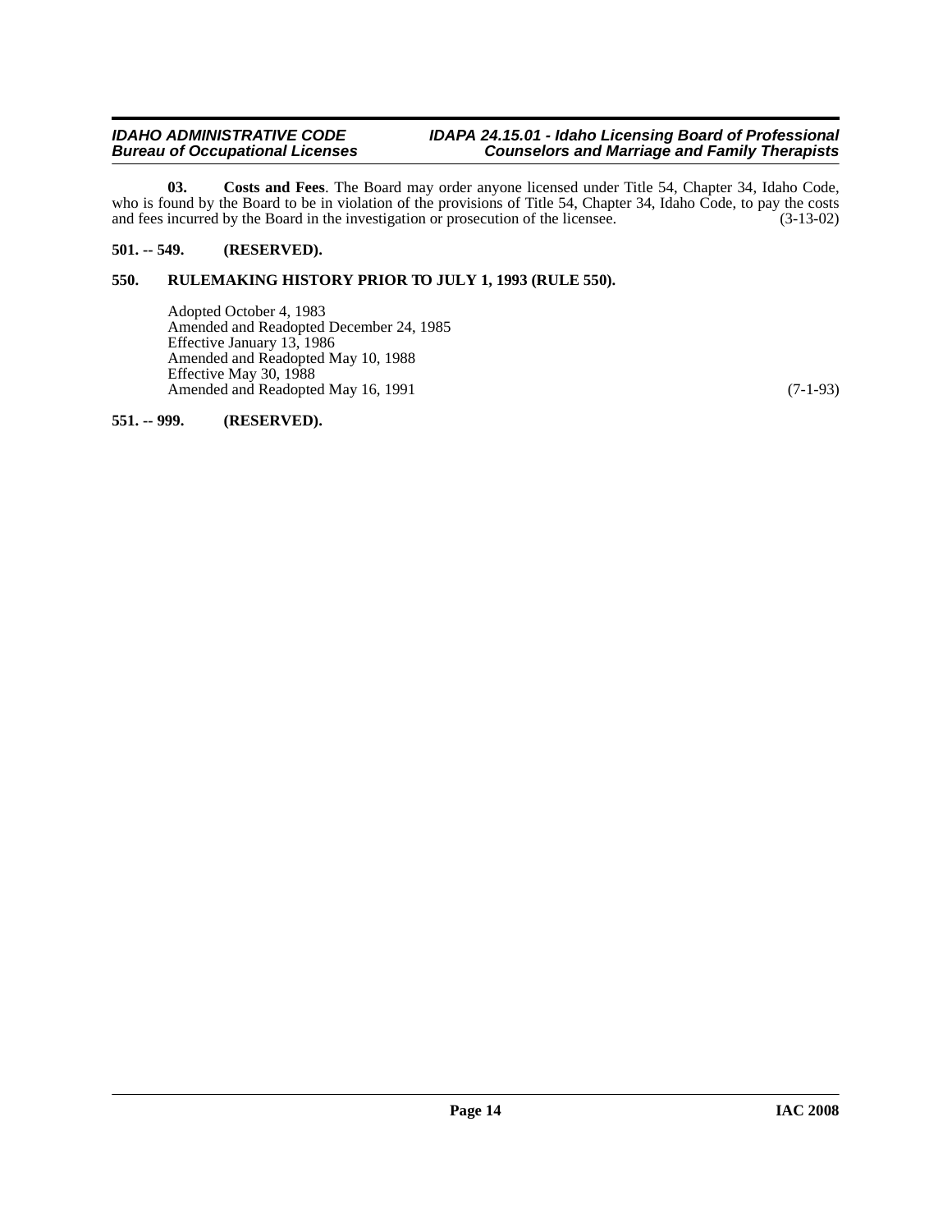**03. Costs and Fees**. The Board may order anyone licensed under Title 54, Chapter 34, Idaho Code, who is found by the Board to be in violation of the provisions of Title 54, Chapter 34, Idaho Code, to pay the costs and fees incurred by the Board in the investigation or prosecution of the licensee. (3-13-02)

## 501. -- 549. (RESERVED).

## 550. RULEMAKING HISTORY PRIOR TO JULY 1, 1993 (RULE 550).

Adopted October 4, 1983
Amended and Readopted December 24, 1985
Effective January 13, 1986
Amended and Readopted May 10, 1988
Effective May 30, 1988
Amended and Readopted May 16, 1991 (7-1-93)

## 551. -- 999. (RESERVED).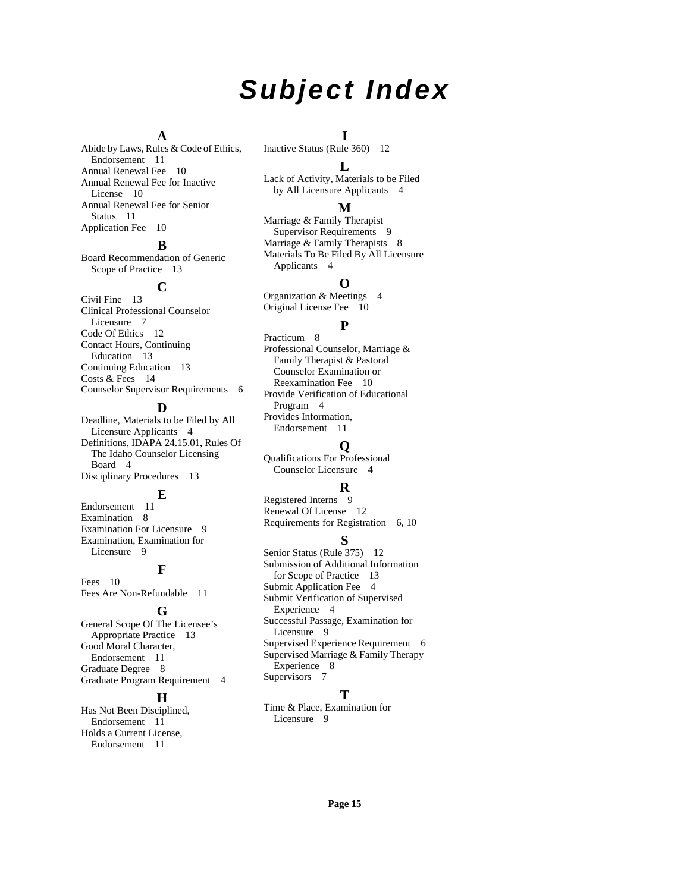# Subject Index

## A

Abide by Laws, Rules & Code of Ethics, Endorsement 11
Annual Renewal Fee 10
Annual Renewal Fee for Inactive License 10
Annual Renewal Fee for Senior Status 11
Application Fee 10

## B

Board Recommendation of Generic Scope of Practice 13

## C

Civil Fine 13
Clinical Professional Counselor Licensure 7
Code Of Ethics 12
Contact Hours, Continuing Education 13
Continuing Education 13
Costs & Fees 14
Counselor Supervisor Requirements 6

## D

Deadline, Materials to be Filed by All Licensure Applicants 4
Definitions, IDAPA 24.15.01, Rules Of The Idaho Counselor Licensing Board 4
Disciplinary Procedures 13

## E

Endorsement 11
Examination 8
Examination For Licensure 9
Examination, Examination for Licensure 9

## F

Fees 10
Fees Are Non-Refundable 11

## G

General Scope Of The Licensee's Appropriate Practice 13
Good Moral Character, Endorsement 11
Graduate Degree 8
Graduate Program Requirement 4

## H

Has Not Been Disciplined, Endorsement 11
Holds a Current License, Endorsement 11

## I

Inactive Status (Rule 360) 12

## L

Lack of Activity, Materials to be Filed by All Licensure Applicants 4

## M

Marriage & Family Therapist Supervisor Requirements 9
Marriage & Family Therapists 8
Materials To Be Filed By All Licensure Applicants 4

## O

Organization & Meetings 4
Original License Fee 10

## P

Practicum 8
Professional Counselor, Marriage & Family Therapist & Pastoral Counselor Examination or Reexamination Fee 10
Provide Verification of Educational Program 4
Provides Information, Endorsement 11

## Q

Qualifications For Professional Counselor Licensure 4

## R

Registered Interns 9
Renewal Of License 12
Requirements for Registration 6, 10

## S

Senior Status (Rule 375) 12
Submission of Additional Information for Scope of Practice 13
Submit Application Fee 4
Submit Verification of Supervised Experience 4
Successful Passage, Examination for Licensure 9
Supervised Experience Requirement 6
Supervised Marriage & Family Therapy Experience 8
Supervisors 7

## T

Time & Place, Examination for Licensure 9